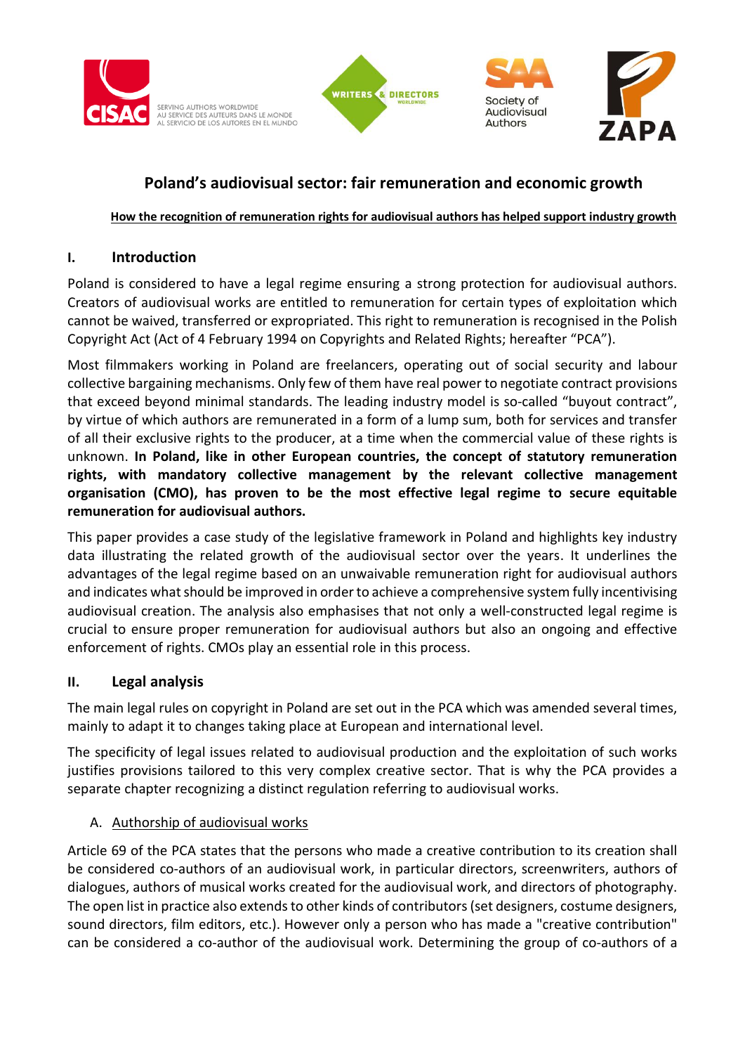# Poland's audiovisual sector: fair remuneration and economic growth

<u>**How the recognition of remuneration rights for audiovisual authors has helped support industry growth**</u>

## I. Introduction

Poland is considered to have a legal regime ensuring a strong protection for audiovisual authors. Creators of audiovisual works are entitled to remuneration for certain types of exploitation which cannot be waived, transferred or expropriated. This right to remuneration is recognised in the Polish Copyright Act (Act of 4 February 1994 on Copyrights and Related Rights; hereafter "PCA").

Most filmmakers working in Poland are freelancers, operating out of social security and labour collective bargaining mechanisms. Only few of them have real power to negotiate contract provisions that exceed beyond minimal standards. The leading industry model is so-called "buyout contract", by virtue of which authors are remunerated in a form of a lump sum, both for services and transfer of all their exclusive rights to the producer, at a time when the commercial value of these rights is unknown. **In Poland, like in other European countries, the concept of statutory remuneration rights, with mandatory collective management by the relevant collective management organisation (CMO), has proven to be the most effective legal regime to secure equitable remuneration for audiovisual authors.**

This paper provides a case study of the legislative framework in Poland and highlights key industry data illustrating the related growth of the audiovisual sector over the years. It underlines the advantages of the legal regime based on an unwaivable remuneration right for audiovisual authors and indicates what should be improved in order to achieve a comprehensive system fully incentivising audiovisual creation. The analysis also emphasises that not only a well-constructed legal regime is crucial to ensure proper remuneration for audiovisual authors but also an ongoing and effective enforcement of rights. CMOs play an essential role in this process.

## II. Legal analysis

The main legal rules on copyright in Poland are set out in the PCA which was amended several times, mainly to adapt it to changes taking place at European and international level.

The specificity of legal issues related to audiovisual production and the exploitation of such works justifies provisions tailored to this very complex creative sector. That is why the PCA provides a separate chapter recognizing a distinct regulation referring to audiovisual works.

### A. Authorship of audiovisual works

Article 69 of the PCA states that the persons who made a creative contribution to its creation shall be considered co-authors of an audiovisual work, in particular directors, screenwriters, authors of dialogues, authors of musical works created for the audiovisual work, and directors of photography. The open list in practice also extends to other kinds of contributors (set designers, costume designers, sound directors, film editors, etc.). However only a person who has made a "creative contribution" can be considered a co-author of the audiovisual work. Determining the group of co-authors of a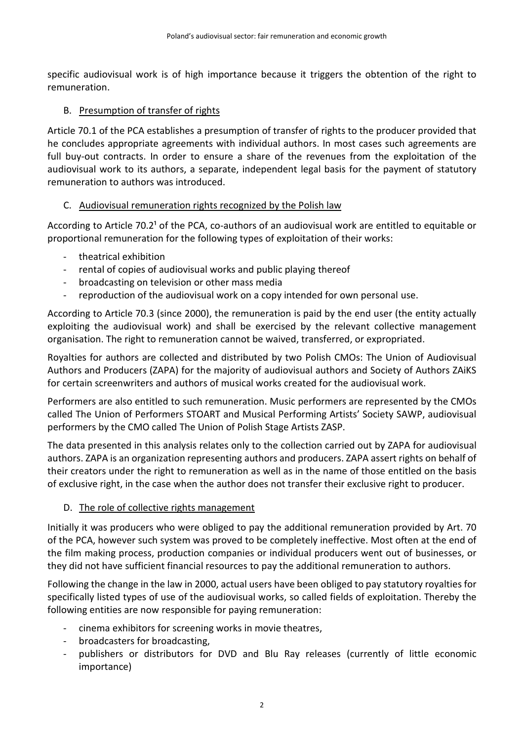specific audiovisual work is of high importance because it triggers the obtention of the right to remuneration.

### B. Presumption of transfer of rights

Article 70.1 of the PCA establishes a presumption of transfer of rights to the producer provided that he concludes appropriate agreements with individual authors. In most cases such agreements are full buy-out contracts. In order to ensure a share of the revenues from the exploitation of the audiovisual work to its authors, a separate, independent legal basis for the payment of statutory remuneration to authors was introduced.

### C. Audiovisual remuneration rights recognized by the Polish law

According to Article 70.2[1] of the PCA, co-authors of an audiovisual work are entitled to equitable or proportional remuneration for the following types of exploitation of their works:

- theatrical exhibition
- rental of copies of audiovisual works and public playing thereof
- broadcasting on television or other mass media
- reproduction of the audiovisual work on a copy intended for own personal use.

According to Article 70.3 (since 2000), the remuneration is paid by the end user (the entity actually exploiting the audiovisual work) and shall be exercised by the relevant collective management organisation. The right to remuneration cannot be waived, transferred, or expropriated.

Royalties for authors are collected and distributed by two Polish CMOs: The Union of Audiovisual Authors and Producers (ZAPA) for the majority of audiovisual authors and Society of Authors ZAiKS for certain screenwriters and authors of musical works created for the audiovisual work.

Performers are also entitled to such remuneration. Music performers are represented by the CMOs called The Union of Performers STOART and Musical Performing Artists' Society SAWP, audiovisual performers by the CMO called The Union of Polish Stage Artists ZASP.

The data presented in this analysis relates only to the collection carried out by ZAPA for audiovisual authors. ZAPA is an organization representing authors and producers. ZAPA assert rights on behalf of their creators under the right to remuneration as well as in the name of those entitled on the basis of exclusive right, in the case when the author does not transfer their exclusive right to producer.

### D. The role of collective rights management

Initially it was producers who were obliged to pay the additional remuneration provided by Art. 70 of the PCA, however such system was proved to be completely ineffective. Most often at the end of the film making process, production companies or individual producers went out of businesses, or they did not have sufficient financial resources to pay the additional remuneration to authors.

Following the change in the law in 2000, actual users have been obliged to pay statutory royalties for specifically listed types of use of the audiovisual works, so called fields of exploitation. Thereby the following entities are now responsible for paying remuneration:

- cinema exhibitors for screening works in movie theatres,
- broadcasters for broadcasting,
- publishers or distributors for DVD and Blu Ray releases (currently of little economic importance)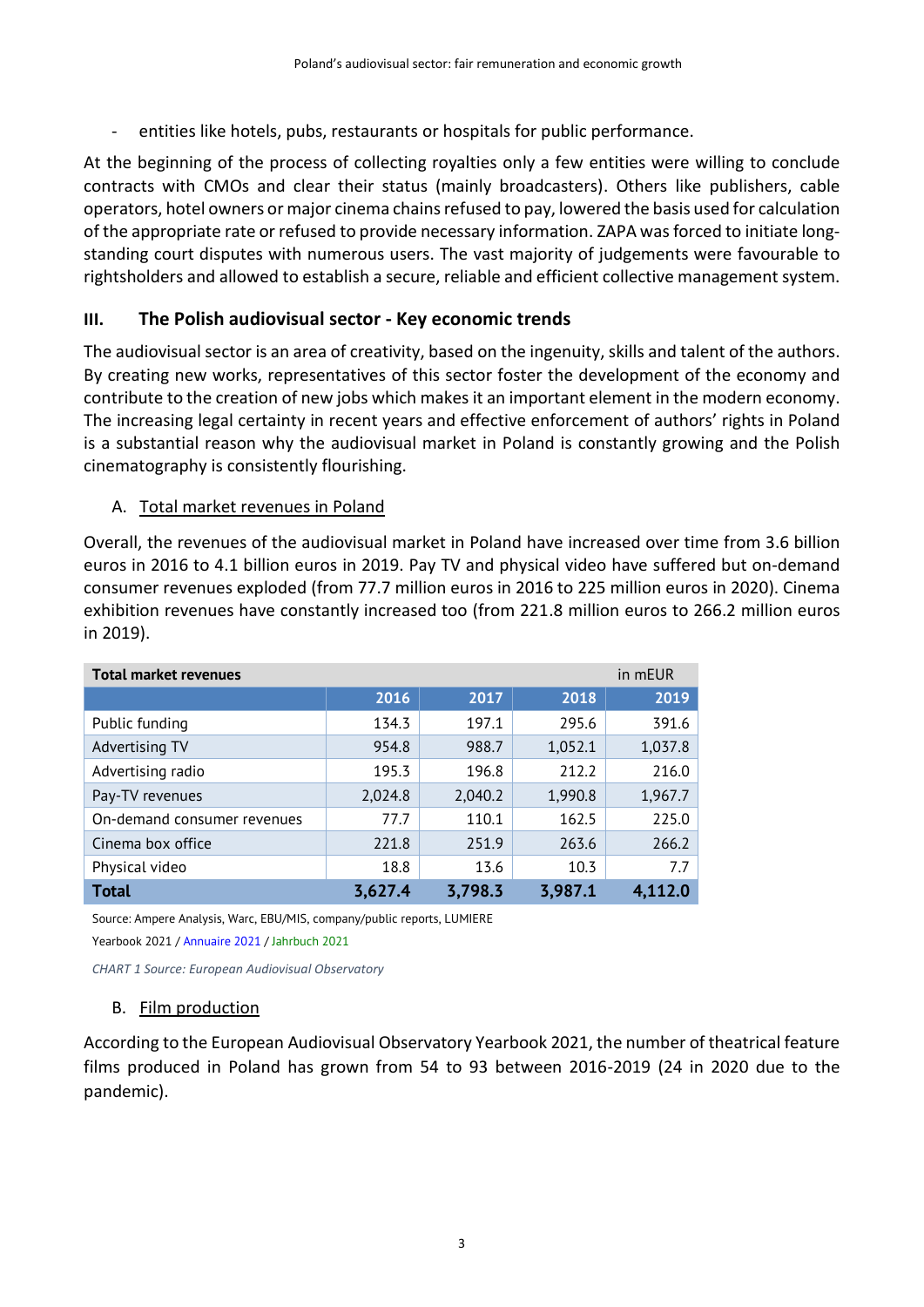- entities like hotels, pubs, restaurants or hospitals for public performance.

At the beginning of the process of collecting royalties only a few entities were willing to conclude contracts with CMOs and clear their status (mainly broadcasters). Others like publishers, cable operators, hotel owners or major cinema chains refused to pay, lowered the basis used for calculation of the appropriate rate or refused to provide necessary information. ZAPA was forced to initiate long-standing court disputes with numerous users. The vast majority of judgements were favourable to rightsholders and allowed to establish a secure, reliable and efficient collective management system.

## III. The Polish audiovisual sector - Key economic trends

The audiovisual sector is an area of creativity, based on the ingenuity, skills and talent of the authors. By creating new works, representatives of this sector foster the development of the economy and contribute to the creation of new jobs which makes it an important element in the modern economy. The increasing legal certainty in recent years and effective enforcement of authors' rights in Poland is a substantial reason why the audiovisual market in Poland is constantly growing and the Polish cinematography is consistently flourishing.

### A. Total market revenues in Poland

Overall, the revenues of the audiovisual market in Poland have increased over time from 3.6 billion euros in 2016 to 4.1 billion euros in 2019. Pay TV and physical video have suffered but on-demand consumer revenues exploded (from 77.7 million euros in 2016 to 225 million euros in 2020). Cinema exhibition revenues have constantly increased too (from 221.8 million euros to 266.2 million euros in 2019).

| **Total market revenues** | | | | in mEUR |
|---|---|---|---|---|
| | **2016** | **2017** | **2018** | **2019** |
| Public funding | 134.3 | 197.1 | 295.6 | 391.6 |
| Advertising TV | 954.8 | 988.7 | 1,052.1 | 1,037.8 |
| Advertising radio | 195.3 | 196.8 | 212.2 | 216.0 |
| Pay-TV revenues | 2,024.8 | 2,040.2 | 1,990.8 | 1,967.7 |
| On-demand consumer revenues | 77.7 | 110.1 | 162.5 | 225.0 |
| Cinema box office | 221.8 | 251.9 | 263.6 | 266.2 |
| Physical video | 18.8 | 13.6 | 10.3 | 7.7 |
| **Total** | **3,627.4** | **3,798.3** | **3,987.1** | **4,112.0** |

Source: Ampere Analysis, Warc, EBU/MIS, company/public reports, LUMIERE Yearbook 2021 / Annuaire 2021 / Jahrbuch 2021

*CHART 1 Source: European Audiovisual Observatory*

### B. Film production

According to the European Audiovisual Observatory Yearbook 2021, the number of theatrical feature films produced in Poland has grown from 54 to 93 between 2016-2019 (24 in 2020 due to the pandemic).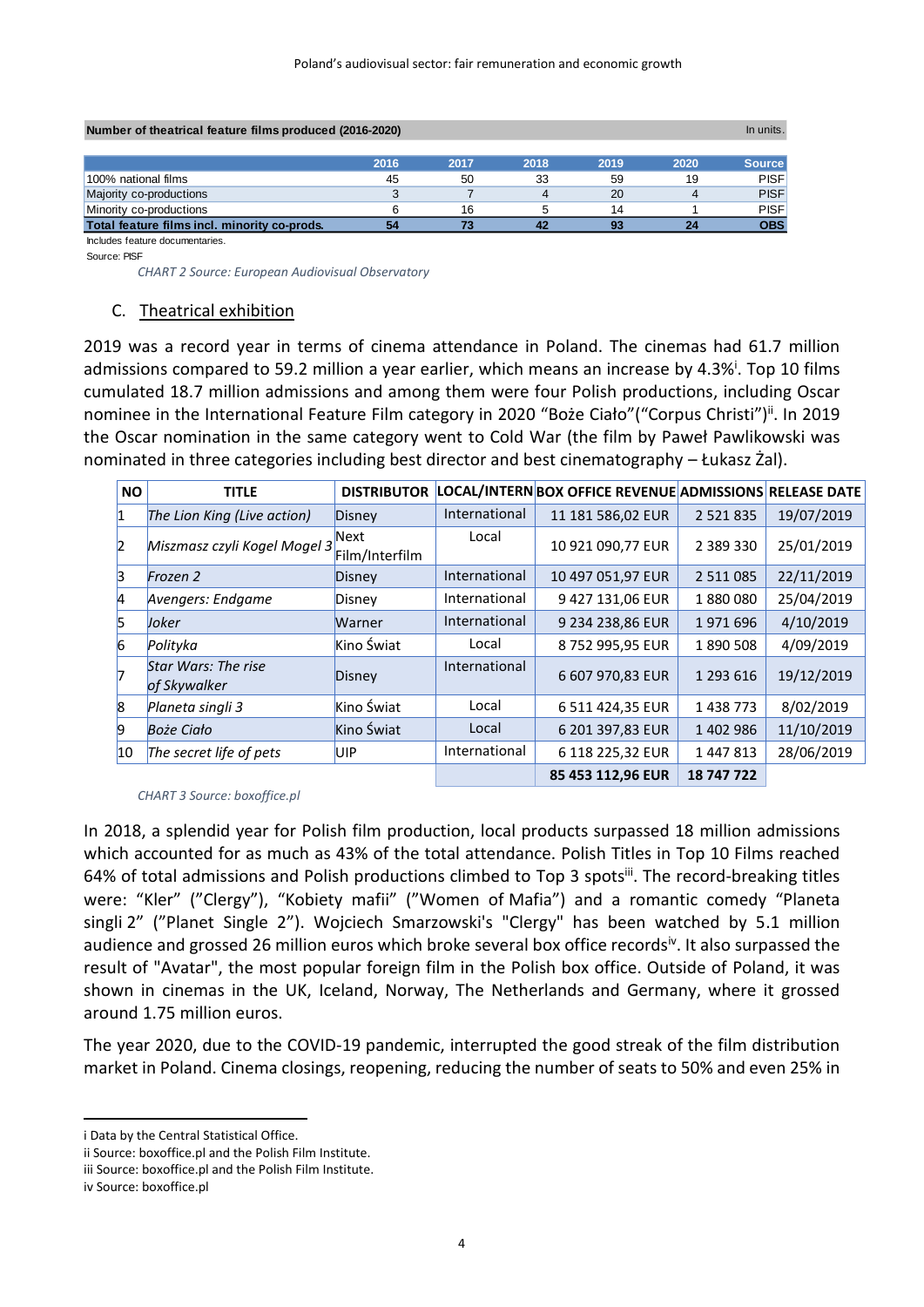| Number of theatrical feature films produced (2016-2020) | | | | | | In units. |
|---|---|---|---|---|---|---|
| | 2016 | 2017 | 2018 | 2019 | 2020 | Source |
| 100% national films | 45 | 50 | 33 | 59 | 19 | PISF |
| Majority co-productions | 3 | 7 | 4 | 20 | 4 | PISF |
| Minority co-productions | 6 | 16 | 5 | 14 | 1 | PISF |
| **Total feature films incl. minority co-prods.** | **54** | **73** | **42** | **93** | **24** | **OBS** |

Includes feature documentaries.

Source: PISF

*CHART 2 Source: European Audiovisual Observatory*

## C. Theatrical exhibition

2019 was a record year in terms of cinema attendance in Poland. The cinemas had 61.7 million admissions compared to 59.2 million a year earlier, which means an increase by 4.3%[i]. Top 10 films cumulated 18.7 million admissions and among them were four Polish productions, including Oscar nominee in the International Feature Film category in 2020 "Boże Ciało"("Corpus Christi")[ii]. In 2019 the Oscar nomination in the same category went to Cold War (the film by Paweł Pawlikowski was nominated in three categories including best director and best cinematography – Łukasz Żal).

| NO | TITLE | DISTRIBUTOR | LOCAL/INTERN | BOX OFFICE REVENUE | ADMISSIONS | RELEASE DATE |
|---|---|---|---|---|---|---|
| 1 | *The Lion King (Live action)* | Disney | International | 11 181 586,02 EUR | 2 521 835 | 19/07/2019 |
| 2 | *Miszmasz czyli Kogel Mogel 3* | Next Film/Interfilm | Local | 10 921 090,77 EUR | 2 389 330 | 25/01/2019 |
| 3 | *Frozen 2* | Disney | International | 10 497 051,97 EUR | 2 511 085 | 22/11/2019 |
| 4 | *Avengers: Endgame* | Disney | International | 9 427 131,06 EUR | 1 880 080 | 25/04/2019 |
| 5 | *Joker* | Warner | International | 9 234 238,86 EUR | 1 971 696 | 4/10/2019 |
| 6 | *Polityka* | Kino Świat | Local | 8 752 995,95 EUR | 1 890 508 | 4/09/2019 |
| 7 | *Star Wars: The rise of Skywalker* | Disney | International | 6 607 970,83 EUR | 1 293 616 | 19/12/2019 |
| 8 | *Planeta singli 3* | Kino Świat | Local | 6 511 424,35 EUR | 1 438 773 | 8/02/2019 |
| 9 | *Boże Ciało* | Kino Świat | Local | 6 201 397,83 EUR | 1 402 986 | 11/10/2019 |
| 10 | *The secret life of pets* | UIP | International | 6 118 225,32 EUR | 1 447 813 | 28/06/2019 |
| | | | | **85 453 112,96 EUR** | **18 747 722** | |

*CHART 3 Source: boxoffice.pl*

In 2018, a splendid year for Polish film production, local products surpassed 18 million admissions which accounted for as much as 43% of the total attendance. Polish Titles in Top 10 Films reached 64% of total admissions and Polish productions climbed to Top 3 spots[iii]. The record-breaking titles were: "Kler" ("Clergy"), "Kobiety mafii" ("Women of Mafia") and a romantic comedy "Planeta singli 2" ("Planet Single 2"). Wojciech Smarzowski's "Clergy" has been watched by 5.1 million audience and grossed 26 million euros which broke several box office records[iv]. It also surpassed the result of "Avatar", the most popular foreign film in the Polish box office. Outside of Poland, it was shown in cinemas in the UK, Iceland, Norway, The Netherlands and Germany, where it grossed around 1.75 million euros.

The year 2020, due to the COVID-19 pandemic, interrupted the good streak of the film distribution market in Poland. Cinema closings, reopening, reducing the number of seats to 50% and even 25% in

i Data by the Central Statistical Office.

ii Source: boxoffice.pl and the Polish Film Institute.

iii Source: boxoffice.pl and the Polish Film Institute.

iv Source: boxoffice.pl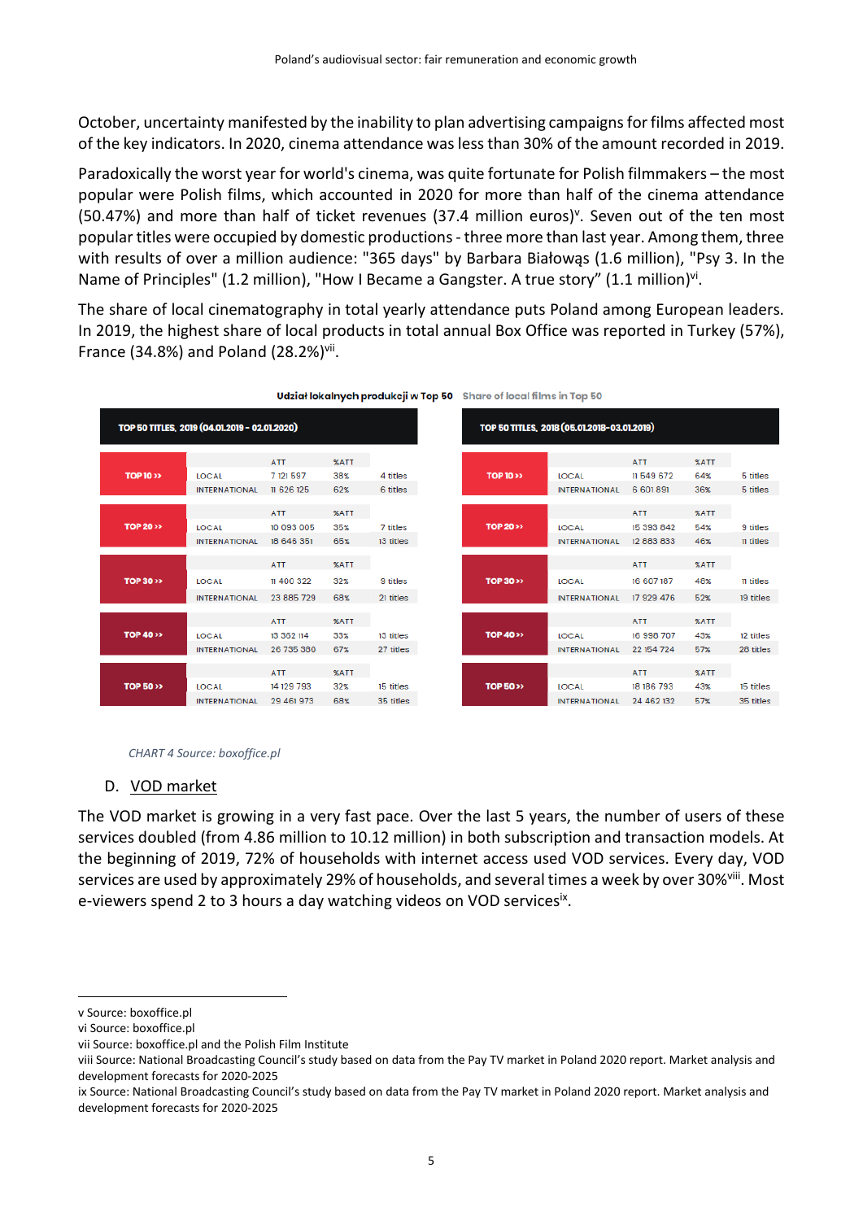October, uncertainty manifested by the inability to plan advertising campaigns for films affected most of the key indicators. In 2020, cinema attendance was less than 30% of the amount recorded in 2019.

Paradoxically the worst year for world's cinema, was quite fortunate for Polish filmmakers – the most popular were Polish films, which accounted in 2020 for more than half of the cinema attendance (50.47%) and more than half of ticket revenues (37.4 million euros)[v]. Seven out of the ten most popular titles were occupied by domestic productions - three more than last year. Among them, three with results of over a million audience: "365 days" by Barbara Białowąs (1.6 million), "Psy 3. In the Name of Principles" (1.2 million), "How I Became a Gangster. A true story" (1.1 million)[vi].

The share of local cinematography in total yearly attendance puts Poland among European leaders. In 2019, the highest share of local products in total annual Box Office was reported in Turkey (57%), France (34.8%) and Poland (28.2%)[vii].

**Udział lokalnych produkcji w Top 50** Share of local films in Top 50

| TOP 50 TITLES, 2019 (04.01.2019 - 02.01.2020) | | ATT | %ATT | |
|---|---|---|---|---|
| TOP 10 | LOCAL | 7 121 597 | 38% | 4 titles |
| | INTERNATIONAL | 11 626 125 | 62% | 6 titles |
| TOP 20 | LOCAL | 10 093 005 | 35% | 7 titles |
| | INTERNATIONAL | 18 646 351 | 65% | 13 titles |
| TOP 30 | LOCAL | 11 400 322 | 32% | 9 titles |
| | INTERNATIONAL | 23 885 729 | 68% | 21 titles |
| TOP 40 | LOCAL | 13 362 114 | 33% | 13 titles |
| | INTERNATIONAL | 26 735 380 | 67% | 27 titles |
| TOP 50 | LOCAL | 14 129 793 | 32% | 15 titles |
| | INTERNATIONAL | 29 461 973 | 68% | 35 titles |

| TOP 50 TITLES, 2018 (05.01.2018-03.01.2019) | | ATT | %ATT | |
|---|---|---|---|---|
| TOP 10 | LOCAL | 11 549 672 | 64% | 5 titles |
| | INTERNATIONAL | 6 601 891 | 36% | 5 titles |
| TOP 20 | LOCAL | 15 393 842 | 54% | 9 titles |
| | INTERNATIONAL | 12 883 833 | 46% | 11 titles |
| TOP 30 | LOCAL | 16 607 187 | 48% | 11 titles |
| | INTERNATIONAL | 17 929 476 | 52% | 19 titles |
| TOP 40 | LOCAL | 16 998 707 | 43% | 12 titles |
| | INTERNATIONAL | 22 154 724 | 57% | 28 titles |
| TOP 50 | LOCAL | 18 186 793 | 43% | 15 titles |
| | INTERNATIONAL | 24 462 132 | 57% | 35 titles |

*CHART 4 Source: boxoffice.pl*

D. VOD market

The VOD market is growing in a very fast pace. Over the last 5 years, the number of users of these services doubled (from 4.86 million to 10.12 million) in both subscription and transaction models. At the beginning of 2019, 72% of households with internet access used VOD services. Every day, VOD services are used by approximately 29% of households, and several times a week by over 30%[viii]. Most e-viewers spend 2 to 3 hours a day watching videos on VOD services[ix].

---

v Source: boxoffice.pl
vi Source: boxoffice.pl
vii Source: boxoffice.pl and the Polish Film Institute
viii Source: National Broadcasting Council's study based on data from the Pay TV market in Poland 2020 report. Market analysis and development forecasts for 2020-2025
ix Source: National Broadcasting Council's study based on data from the Pay TV market in Poland 2020 report. Market analysis and development forecasts for 2020-2025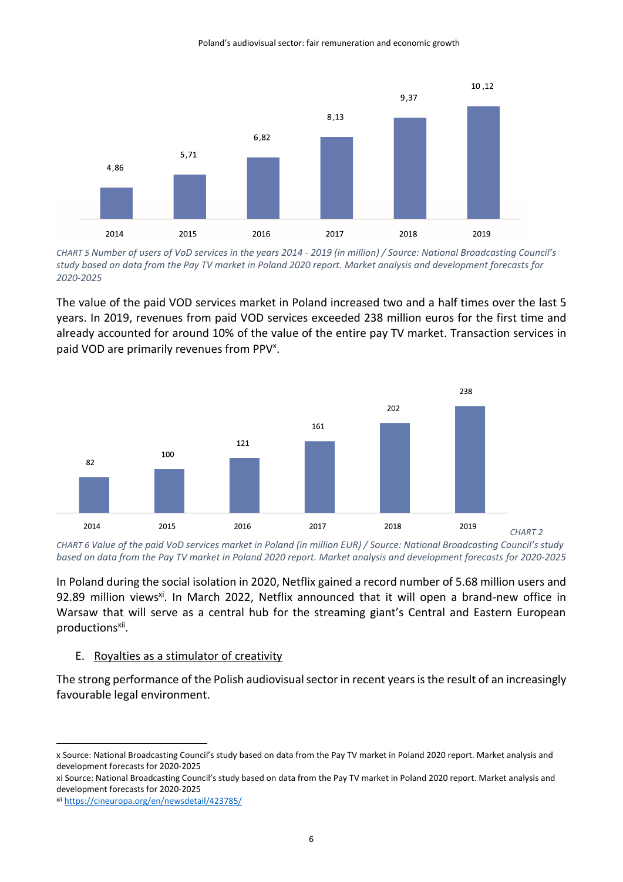| 2014 | 2015 | 2016 | 2017 | 2018 | 2019 |
| --- | --- | --- | --- | --- | --- |
| 4,86 | 5,71 | 6,82 | 8,13 | 9,37 | 10 ,12 |

*CHART 5 Number of users of VoD services in the years 2014 - 2019 (in million) / Source: National Broadcasting Council's study based on data from the Pay TV market in Poland 2020 report. Market analysis and development forecasts for 2020-2025*

The value of the paid VOD services market in Poland increased two and a half times over the last 5 years. In 2019, revenues from paid VOD services exceeded 238 million euros for the first time and already accounted for around 10% of the value of the entire pay TV market. Transaction services in paid VOD are primarily revenues from PPV[x].

| 2014 | 2015 | 2016 | 2017 | 2018 | 2019 |
| --- | --- | --- | --- | --- | --- |
| 82 | 100 | 121 | 161 | 202 | 238 |

*CHART 2*

*CHART 6 Value of the paid VoD services market in Poland (in million EUR) / Source: National Broadcasting Council's study based on data from the Pay TV market in Poland 2020 report. Market analysis and development forecasts for 2020-2025*

In Poland during the social isolation in 2020, Netflix gained a record number of 5.68 million users and 92.89 million views[xi]. In March 2022, Netflix announced that it will open a brand-new office in Warsaw that will serve as a central hub for the streaming giant's Central and Eastern European productions[xii].

## E. Royalties as a stimulator of creativity

The strong performance of the Polish audiovisual sector in recent years is the result of an increasingly favourable legal environment.

---

x Source: National Broadcasting Council's study based on data from the Pay TV market in Poland 2020 report. Market analysis and development forecasts for 2020-2025

xi Source: National Broadcasting Council's study based on data from the Pay TV market in Poland 2020 report. Market analysis and development forecasts for 2020-2025

xii https://cineuropa.org/en/newsdetail/423785/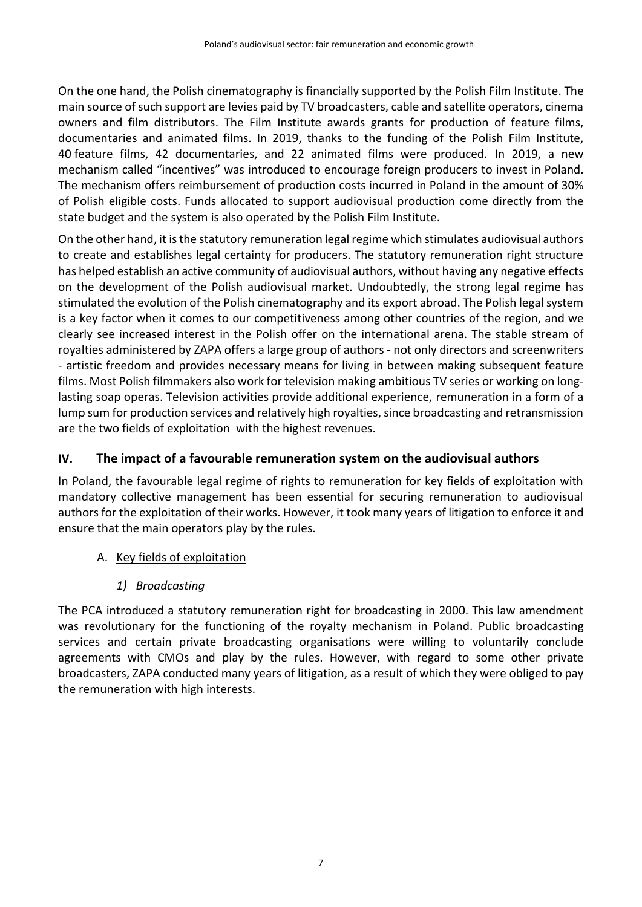On the one hand, the Polish cinematography is financially supported by the Polish Film Institute. The main source of such support are levies paid by TV broadcasters, cable and satellite operators, cinema owners and film distributors. The Film Institute awards grants for production of feature films, documentaries and animated films. In 2019, thanks to the funding of the Polish Film Institute, 40 feature films, 42 documentaries, and 22 animated films were produced. In 2019, a new mechanism called "incentives" was introduced to encourage foreign producers to invest in Poland. The mechanism offers reimbursement of production costs incurred in Poland in the amount of 30% of Polish eligible costs. Funds allocated to support audiovisual production come directly from the state budget and the system is also operated by the Polish Film Institute.

On the other hand, it is the statutory remuneration legal regime which stimulates audiovisual authors to create and establishes legal certainty for producers. The statutory remuneration right structure has helped establish an active community of audiovisual authors, without having any negative effects on the development of the Polish audiovisual market. Undoubtedly, the strong legal regime has stimulated the evolution of the Polish cinematography and its export abroad. The Polish legal system is a key factor when it comes to our competitiveness among other countries of the region, and we clearly see increased interest in the Polish offer on the international arena. The stable stream of royalties administered by ZAPA offers a large group of authors - not only directors and screenwriters - artistic freedom and provides necessary means for living in between making subsequent feature films. Most Polish filmmakers also work for television making ambitious TV series or working on long-lasting soap operas. Television activities provide additional experience, remuneration in a form of a lump sum for production services and relatively high royalties, since broadcasting and retransmission are the two fields of exploitation with the highest revenues.

## IV. The impact of a favourable remuneration system on the audiovisual authors

In Poland, the favourable legal regime of rights to remuneration for key fields of exploitation with mandatory collective management has been essential for securing remuneration to audiovisual authors for the exploitation of their works. However, it took many years of litigation to enforce it and ensure that the main operators play by the rules.

### A. Key fields of exploitation

#### *1) Broadcasting*

The PCA introduced a statutory remuneration right for broadcasting in 2000. This law amendment was revolutionary for the functioning of the royalty mechanism in Poland. Public broadcasting services and certain private broadcasting organisations were willing to voluntarily conclude agreements with CMOs and play by the rules. However, with regard to some other private broadcasters, ZAPA conducted many years of litigation, as a result of which they were obliged to pay the remuneration with high interests.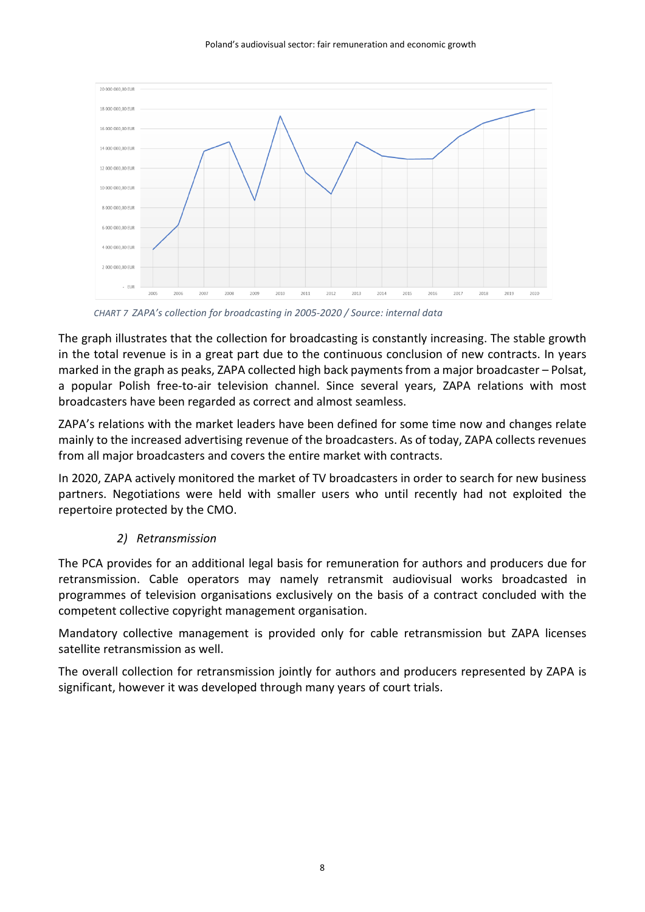CHART 7 ZAPA's collection for broadcasting in 2005-2020 / Source: internal data

The graph illustrates that the collection for broadcasting is constantly increasing. The stable growth in the total revenue is in a great part due to the continuous conclusion of new contracts. In years marked in the graph as peaks, ZAPA collected high back payments from a major broadcaster – Polsat, a popular Polish free-to-air television channel. Since several years, ZAPA relations with most broadcasters have been regarded as correct and almost seamless.

ZAPA's relations with the market leaders have been defined for some time now and changes relate mainly to the increased advertising revenue of the broadcasters. As of today, ZAPA collects revenues from all major broadcasters and covers the entire market with contracts.

In 2020, ZAPA actively monitored the market of TV broadcasters in order to search for new business partners. Negotiations were held with smaller users who until recently had not exploited the repertoire protected by the CMO.

*2) Retransmission*

The PCA provides for an additional legal basis for remuneration for authors and producers due for retransmission. Cable operators may namely retransmit audiovisual works broadcasted in programmes of television organisations exclusively on the basis of a contract concluded with the competent collective copyright management organisation.

Mandatory collective management is provided only for cable retransmission but ZAPA licenses satellite retransmission as well.

The overall collection for retransmission jointly for authors and producers represented by ZAPA is significant, however it was developed through many years of court trials.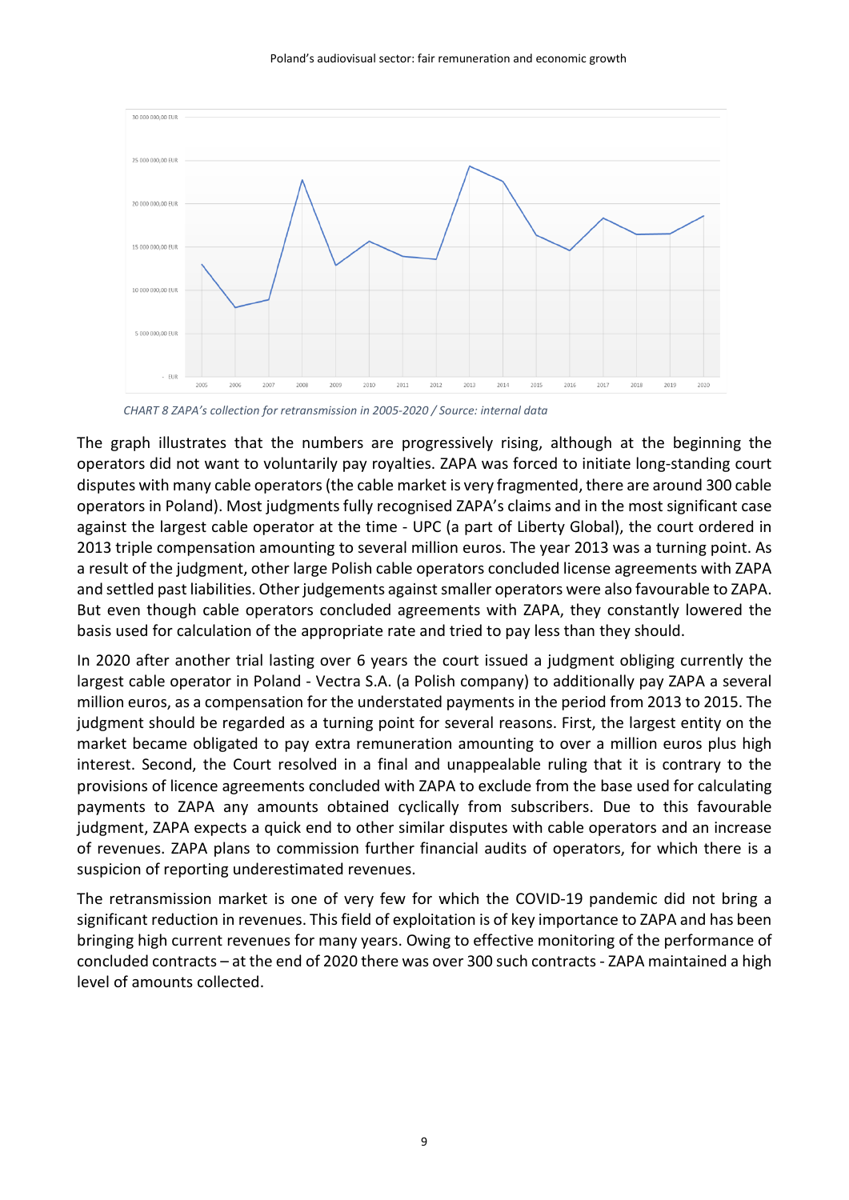CHART 8 ZAPA's collection for retransmission in 2005-2020 / Source: internal data

The graph illustrates that the numbers are progressively rising, although at the beginning the operators did not want to voluntarily pay royalties. ZAPA was forced to initiate long-standing court disputes with many cable operators (the cable market is very fragmented, there are around 300 cable operators in Poland). Most judgments fully recognised ZAPA's claims and in the most significant case against the largest cable operator at the time - UPC (a part of Liberty Global), the court ordered in 2013 triple compensation amounting to several million euros. The year 2013 was a turning point. As a result of the judgment, other large Polish cable operators concluded license agreements with ZAPA and settled past liabilities. Other judgements against smaller operators were also favourable to ZAPA. But even though cable operators concluded agreements with ZAPA, they constantly lowered the basis used for calculation of the appropriate rate and tried to pay less than they should.

In 2020 after another trial lasting over 6 years the court issued a judgment obliging currently the largest cable operator in Poland - Vectra S.A. (a Polish company) to additionally pay ZAPA a several million euros, as a compensation for the understated payments in the period from 2013 to 2015. The judgment should be regarded as a turning point for several reasons. First, the largest entity on the market became obligated to pay extra remuneration amounting to over a million euros plus high interest. Second, the Court resolved in a final and unappealable ruling that it is contrary to the provisions of licence agreements concluded with ZAPA to exclude from the base used for calculating payments to ZAPA any amounts obtained cyclically from subscribers. Due to this favourable judgment, ZAPA expects a quick end to other similar disputes with cable operators and an increase of revenues. ZAPA plans to commission further financial audits of operators, for which there is a suspicion of reporting underestimated revenues.

The retransmission market is one of very few for which the COVID-19 pandemic did not bring a significant reduction in revenues. This field of exploitation is of key importance to ZAPA and has been bringing high current revenues for many years. Owing to effective monitoring of the performance of concluded contracts – at the end of 2020 there was over 300 such contracts - ZAPA maintained a high level of amounts collected.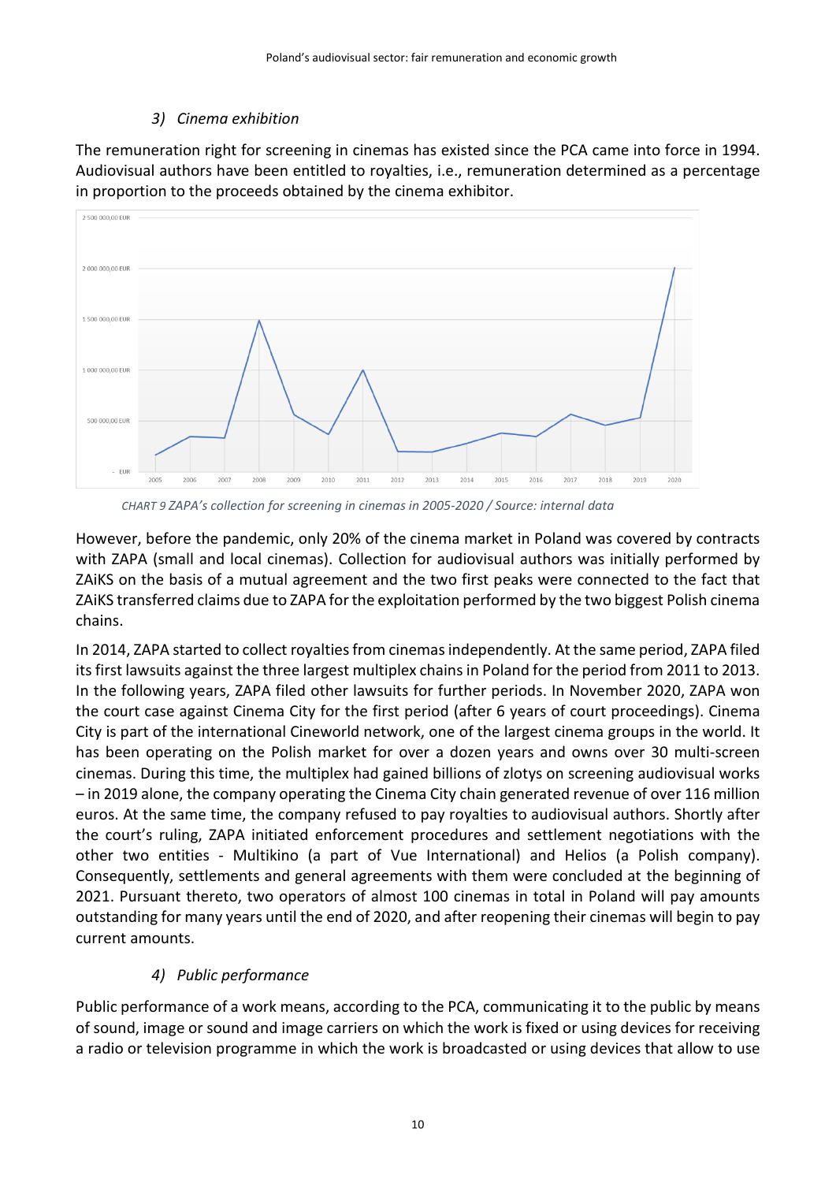### 3) Cinema exhibition

The remuneration right for screening in cinemas has existed since the PCA came into force in 1994. Audiovisual authors have been entitled to royalties, i.e., remuneration determined as a percentage in proportion to the proceeds obtained by the cinema exhibitor.

*CHART 9 ZAPA's collection for screening in cinemas in 2005-2020 / Source: internal data*

However, before the pandemic, only 20% of the cinema market in Poland was covered by contracts with ZAPA (small and local cinemas). Collection for audiovisual authors was initially performed by ZAiKS on the basis of a mutual agreement and the two first peaks were connected to the fact that ZAiKS transferred claims due to ZAPA for the exploitation performed by the two biggest Polish cinema chains.

In 2014, ZAPA started to collect royalties from cinemas independently. At the same period, ZAPA filed its first lawsuits against the three largest multiplex chains in Poland for the period from 2011 to 2013. In the following years, ZAPA filed other lawsuits for further periods. In November 2020, ZAPA won the court case against Cinema City for the first period (after 6 years of court proceedings). Cinema City is part of the international Cineworld network, one of the largest cinema groups in the world. It has been operating on the Polish market for over a dozen years and owns over 30 multi-screen cinemas. During this time, the multiplex had gained billions of zlotys on screening audiovisual works – in 2019 alone, the company operating the Cinema City chain generated revenue of over 116 million euros. At the same time, the company refused to pay royalties to audiovisual authors. Shortly after the court's ruling, ZAPA initiated enforcement procedures and settlement negotiations with the other two entities - Multikino (a part of Vue International) and Helios (a Polish company). Consequently, settlements and general agreements with them were concluded at the beginning of 2021. Pursuant thereto, two operators of almost 100 cinemas in total in Poland will pay amounts outstanding for many years until the end of 2020, and after reopening their cinemas will begin to pay current amounts.

### 4) Public performance

Public performance of a work means, according to the PCA, communicating it to the public by means of sound, image or sound and image carriers on which the work is fixed or using devices for receiving a radio or television programme in which the work is broadcasted or using devices that allow to use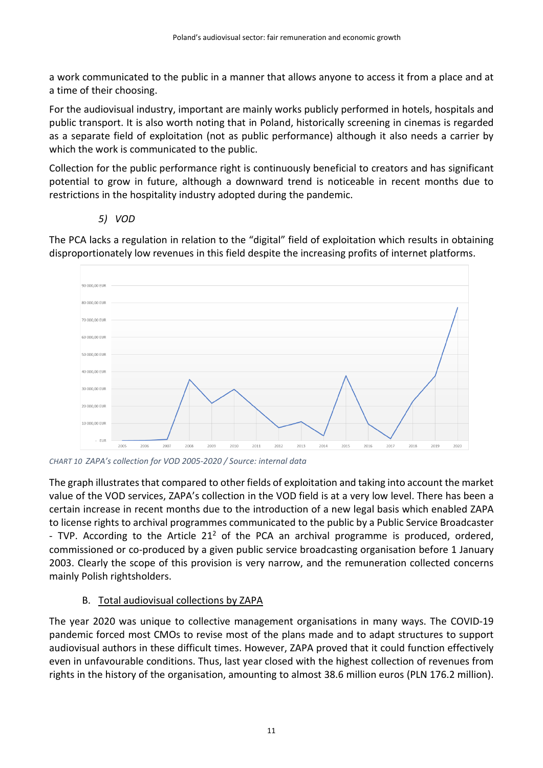a work communicated to the public in a manner that allows anyone to access it from a place and at a time of their choosing.

For the audiovisual industry, important are mainly works publicly performed in hotels, hospitals and public transport. It is also worth noting that in Poland, historically screening in cinemas is regarded as a separate field of exploitation (not as public performance) although it also needs a carrier by which the work is communicated to the public.

Collection for the public performance right is continuously beneficial to creators and has significant potential to grow in future, although a downward trend is noticeable in recent months due to restrictions in the hospitality industry adopted during the pandemic.

#### 5) *VOD*

The PCA lacks a regulation in relation to the "digital" field of exploitation which results in obtaining disproportionately low revenues in this field despite the increasing profits of internet platforms.

*CHART 10 ZAPA's collection for VOD 2005-2020 / Source: internal data*

The graph illustrates that compared to other fields of exploitation and taking into account the market value of the VOD services, ZAPA's collection in the VOD field is at a very low level. There has been a certain increase in recent months due to the introduction of a new legal basis which enabled ZAPA to license rights to archival programmes communicated to the public by a Public Service Broadcaster - TVP. According to the Article 21[2] of the PCA an archival programme is produced, ordered, commissioned or co-produced by a given public service broadcasting organisation before 1 January 2003. Clearly the scope of this provision is very narrow, and the remuneration collected concerns mainly Polish rightsholders.

### B. Total audiovisual collections by ZAPA

The year 2020 was unique to collective management organisations in many ways. The COVID-19 pandemic forced most CMOs to revise most of the plans made and to adapt structures to support audiovisual authors in these difficult times. However, ZAPA proved that it could function effectively even in unfavourable conditions. Thus, last year closed with the highest collection of revenues from rights in the history of the organisation, amounting to almost 38.6 million euros (PLN 176.2 million).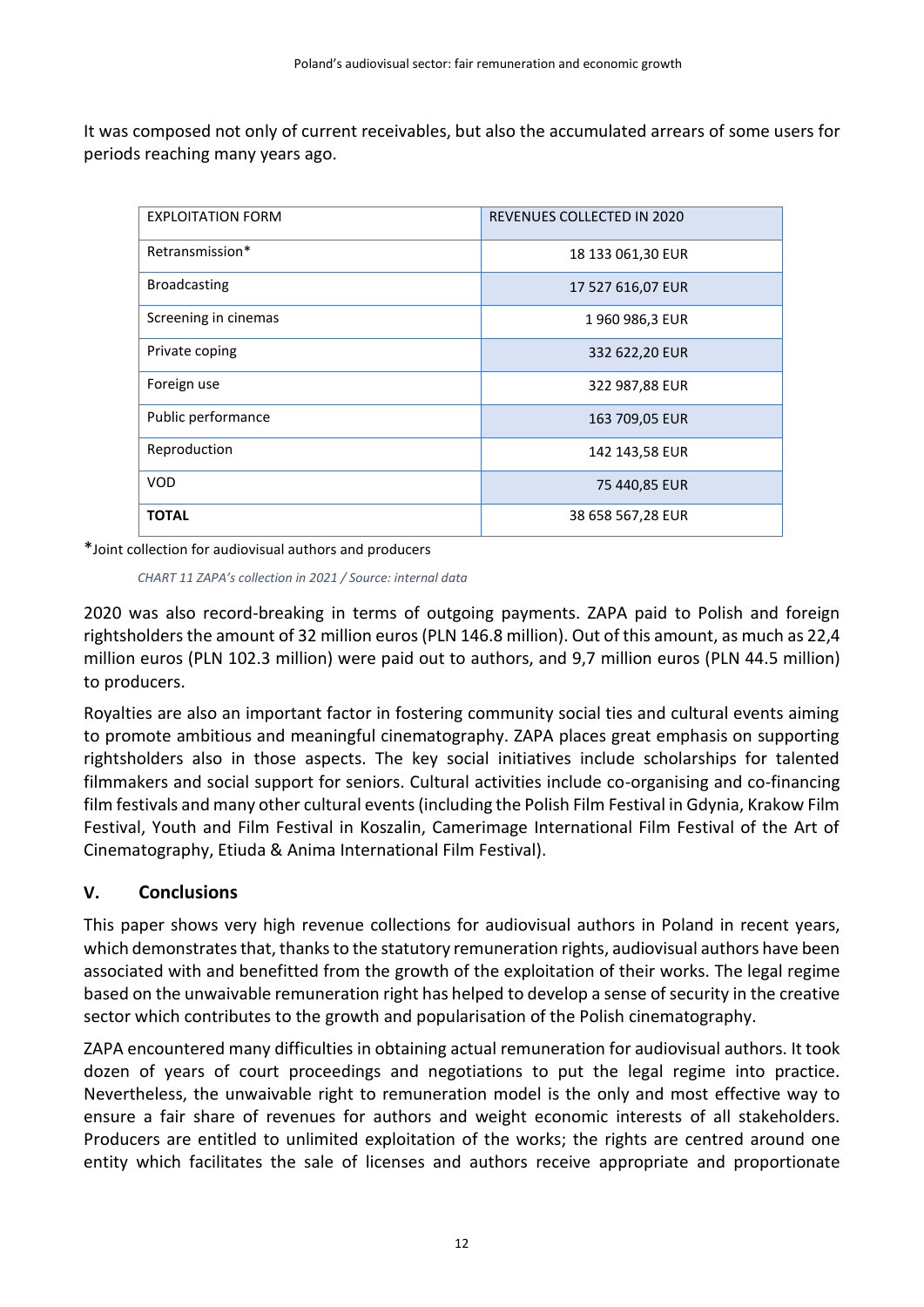It was composed not only of current receivables, but also the accumulated arrears of some users for periods reaching many years ago.

| EXPLOITATION FORM | REVENUES COLLECTED IN 2020 |
|---|---|
| Retransmission* | 18 133 061,30 EUR |
| Broadcasting | 17 527 616,07 EUR |
| Screening in cinemas | 1 960 986,3 EUR |
| Private coping | 332 622,20 EUR |
| Foreign use | 322 987,88 EUR |
| Public performance | 163 709,05 EUR |
| Reproduction | 142 143,58 EUR |
| VOD | 75 440,85 EUR |
| **TOTAL** | 38 658 567,28 EUR |

*Joint collection for audiovisual authors and producers

*CHART 11 ZAPA's collection in 2021 / Source: internal data*

2020 was also record-breaking in terms of outgoing payments. ZAPA paid to Polish and foreign rightsholders the amount of 32 million euros (PLN 146.8 million). Out of this amount, as much as 22,4 million euros (PLN 102.3 million) were paid out to authors, and 9,7 million euros (PLN 44.5 million) to producers.

Royalties are also an important factor in fostering community social ties and cultural events aiming to promote ambitious and meaningful cinematography. ZAPA places great emphasis on supporting rightsholders also in those aspects. The key social initiatives include scholarships for talented filmmakers and social support for seniors. Cultural activities include co-organising and co-financing film festivals and many other cultural events (including the Polish Film Festival in Gdynia, Krakow Film Festival, Youth and Film Festival in Koszalin, Camerimage International Film Festival of the Art of Cinematography, Etiuda & Anima International Film Festival).

## V. Conclusions

This paper shows very high revenue collections for audiovisual authors in Poland in recent years, which demonstrates that, thanks to the statutory remuneration rights, audiovisual authors have been associated with and benefitted from the growth of the exploitation of their works. The legal regime based on the unwaivable remuneration right has helped to develop a sense of security in the creative sector which contributes to the growth and popularisation of the Polish cinematography.

ZAPA encountered many difficulties in obtaining actual remuneration for audiovisual authors. It took dozen of years of court proceedings and negotiations to put the legal regime into practice. Nevertheless, the unwaivable right to remuneration model is the only and most effective way to ensure a fair share of revenues for authors and weight economic interests of all stakeholders. Producers are entitled to unlimited exploitation of the works; the rights are centred around one entity which facilitates the sale of licenses and authors receive appropriate and proportionate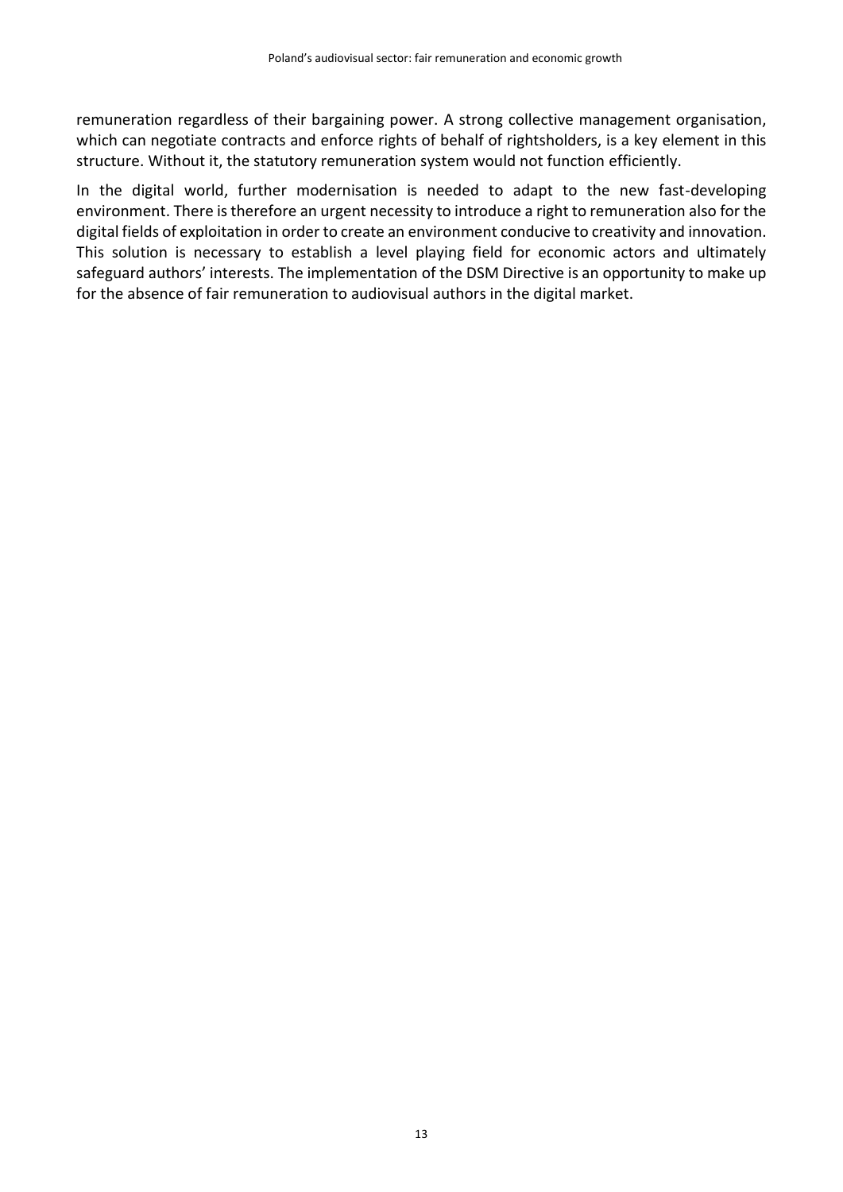remuneration regardless of their bargaining power. A strong collective management organisation, which can negotiate contracts and enforce rights of behalf of rightsholders, is a key element in this structure. Without it, the statutory remuneration system would not function efficiently.

In the digital world, further modernisation is needed to adapt to the new fast-developing environment. There is therefore an urgent necessity to introduce a right to remuneration also for the digital fields of exploitation in order to create an environment conducive to creativity and innovation. This solution is necessary to establish a level playing field for economic actors and ultimately safeguard authors' interests. The implementation of the DSM Directive is an opportunity to make up for the absence of fair remuneration to audiovisual authors in the digital market.